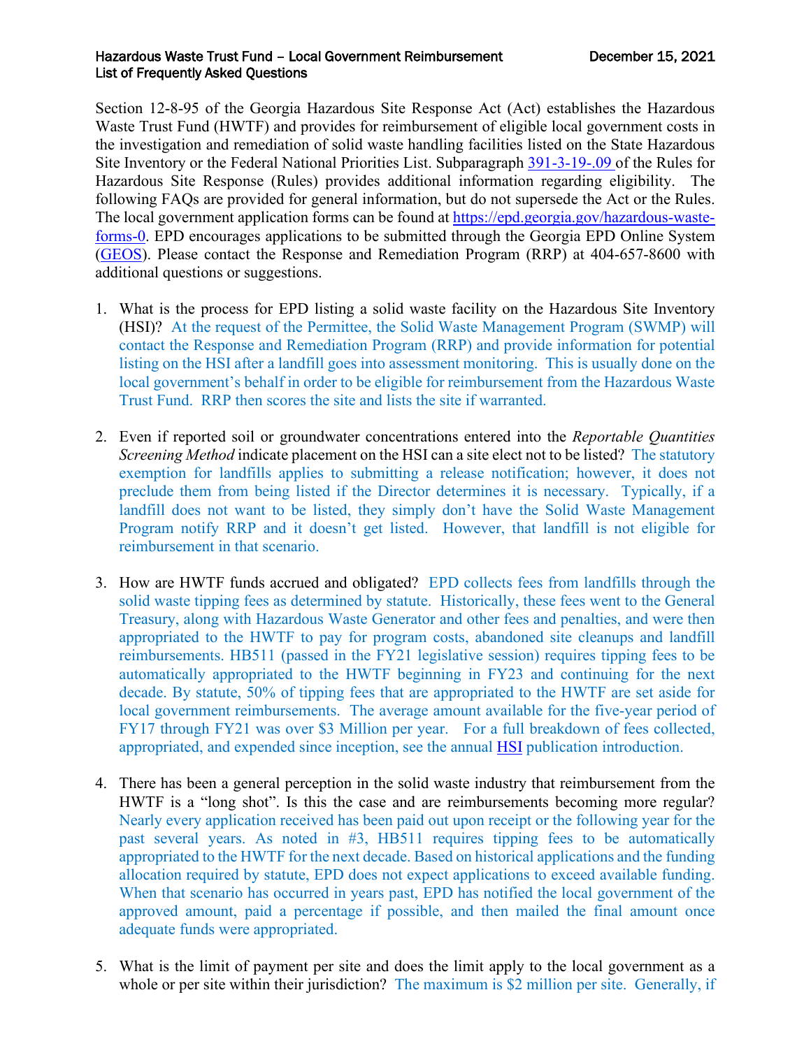**Hazardous Waste Trust Fund – Local Government Reimbursement List of Frequently Asked Questions** — December 15, 2021

Section 12-8-95 of the Georgia Hazardous Site Response Act (Act) establishes the Hazardous Waste Trust Fund (HWTF) and provides for reimbursement of eligible local government costs in the investigation and remediation of solid waste handling facilities listed on the State Hazardous Site Inventory or the Federal National Priorities List. Subparagraph [391-3-19-.09](#) of the Rules for Hazardous Site Response (Rules) provides additional information regarding eligibility. The following FAQs are provided for general information, but do not supersede the Act or the Rules. The local government application forms can be found at [https://epd.georgia.gov/hazardous-waste-forms-0](https://epd.georgia.gov/hazardous-waste-forms-0). EPD encourages applications to be submitted through the Georgia EPD Online System ([GEOS](#)). Please contact the Response and Remediation Program (RRP) at 404-657-8600 with additional questions or suggestions.

1. What is the process for EPD listing a solid waste facility on the Hazardous Site Inventory (HSI)? At the request of the Permittee, the Solid Waste Management Program (SWMP) will contact the Response and Remediation Program (RRP) and provide information for potential listing on the HSI after a landfill goes into assessment monitoring. This is usually done on the local government's behalf in order to be eligible for reimbursement from the Hazardous Waste Trust Fund. RRP then scores the site and lists the site if warranted.

2. Even if reported soil or groundwater concentrations entered into the *Reportable Quantities Screening Method* indicate placement on the HSI can a site elect not to be listed? The statutory exemption for landfills applies to submitting a release notification; however, it does not preclude them from being listed if the Director determines it is necessary. Typically, if a landfill does not want to be listed, they simply don't have the Solid Waste Management Program notify RRP and it doesn't get listed. However, that landfill is not eligible for reimbursement in that scenario.

3. How are HWTF funds accrued and obligated? EPD collects fees from landfills through the solid waste tipping fees as determined by statute. Historically, these fees went to the General Treasury, along with Hazardous Waste Generator and other fees and penalties, and were then appropriated to the HWTF to pay for program costs, abandoned site cleanups and landfill reimbursements. HB511 (passed in the FY21 legislative session) requires tipping fees to be automatically appropriated to the HWTF beginning in FY23 and continuing for the next decade. By statute, 50% of tipping fees that are appropriated to the HWTF are set aside for local government reimbursements. The average amount available for the five-year period of FY17 through FY21 was over $3 Million per year. For a full breakdown of fees collected, appropriated, and expended since inception, see the annual [HSI](#) publication introduction.

4. There has been a general perception in the solid waste industry that reimbursement from the HWTF is a "long shot". Is this the case and are reimbursements becoming more regular? Nearly every application received has been paid out upon receipt or the following year for the past several years. As noted in #3, HB511 requires tipping fees to be automatically appropriated to the HWTF for the next decade. Based on historical applications and the funding allocation required by statute, EPD does not expect applications to exceed available funding. When that scenario has occurred in years past, EPD has notified the local government of the approved amount, paid a percentage if possible, and then mailed the final amount once adequate funds were appropriated.

5. What is the limit of payment per site and does the limit apply to the local government as a whole or per site within their jurisdiction? The maximum is $2 million per site. Generally, if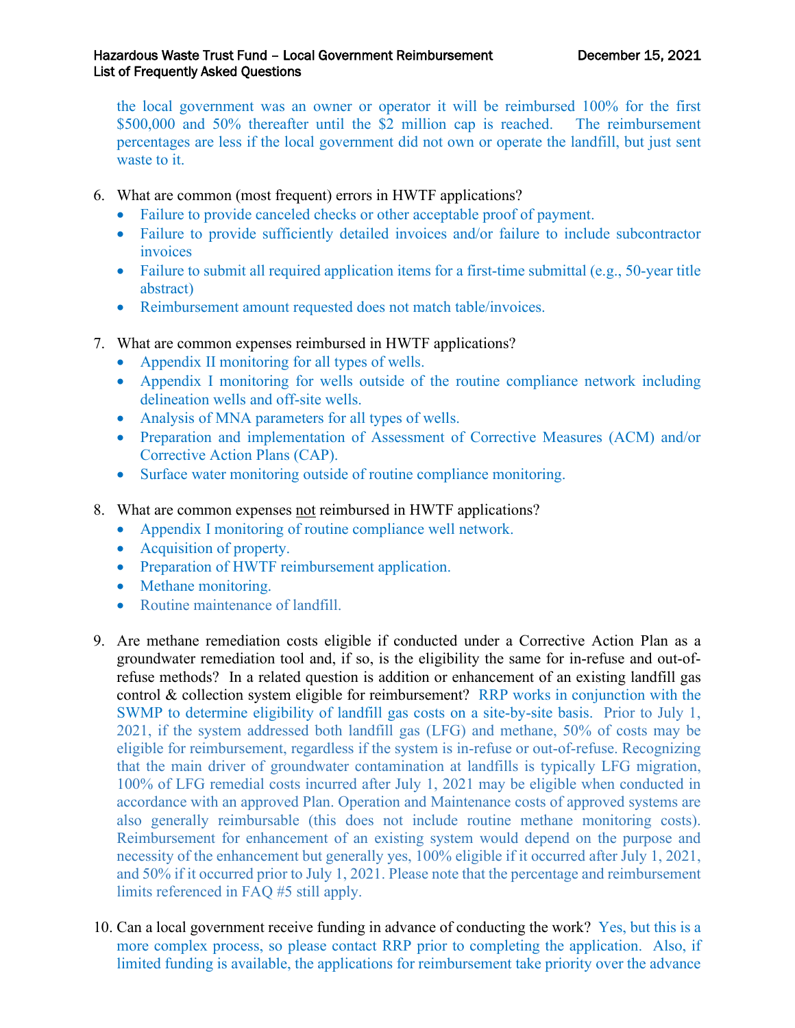the local government was an owner or operator it will be reimbursed 100% for the first $500,000 and 50% thereafter until the $2 million cap is reached. The reimbursement percentages are less if the local government did not own or operate the landfill, but just sent waste to it.

6. What are common (most frequent) errors in HWTF applications?
   - Failure to provide canceled checks or other acceptable proof of payment.
   - Failure to provide sufficiently detailed invoices and/or failure to include subcontractor invoices
   - Failure to submit all required application items for a first-time submittal (e.g., 50-year title abstract)
   - Reimbursement amount requested does not match table/invoices.

7. What are common expenses reimbursed in HWTF applications?
   - Appendix II monitoring for all types of wells.
   - Appendix I monitoring for wells outside of the routine compliance network including delineation wells and off-site wells.
   - Analysis of MNA parameters for all types of wells.
   - Preparation and implementation of Assessment of Corrective Measures (ACM) and/or Corrective Action Plans (CAP).
   - Surface water monitoring outside of routine compliance monitoring.

8. What are common expenses not reimbursed in HWTF applications?
   - Appendix I monitoring of routine compliance well network.
   - Acquisition of property.
   - Preparation of HWTF reimbursement application.
   - Methane monitoring.
   - Routine maintenance of landfill.

9. Are methane remediation costs eligible if conducted under a Corrective Action Plan as a groundwater remediation tool and, if so, is the eligibility the same for in-refuse and out-of-refuse methods? In a related question is addition or enhancement of an existing landfill gas control & collection system eligible for reimbursement? RRP works in conjunction with the SWMP to determine eligibility of landfill gas costs on a site-by-site basis. Prior to July 1, 2021, if the system addressed both landfill gas (LFG) and methane, 50% of costs may be eligible for reimbursement, regardless if the system is in-refuse or out-of-refuse. Recognizing that the main driver of groundwater contamination at landfills is typically LFG migration, 100% of LFG remedial costs incurred after July 1, 2021 may be eligible when conducted in accordance with an approved Plan. Operation and Maintenance costs of approved systems are also generally reimbursable (this does not include routine methane monitoring costs). Reimbursement for enhancement of an existing system would depend on the purpose and necessity of the enhancement but generally yes, 100% eligible if it occurred after July 1, 2021, and 50% if it occurred prior to July 1, 2021. Please note that the percentage and reimbursement limits referenced in FAQ #5 still apply.

10. Can a local government receive funding in advance of conducting the work? Yes, but this is a more complex process, so please contact RRP prior to completing the application. Also, if limited funding is available, the applications for reimbursement take priority over the advance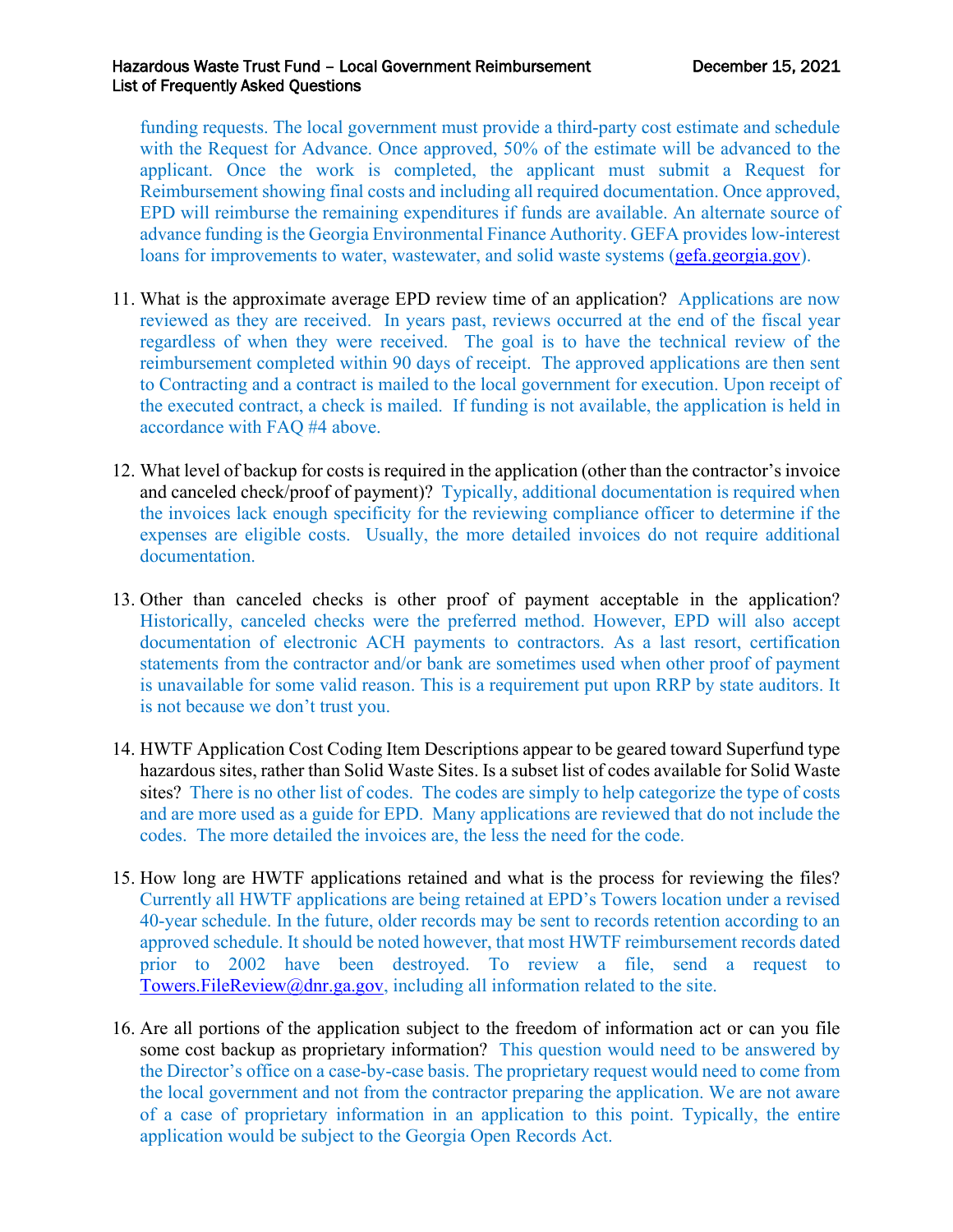funding requests. The local government must provide a third-party cost estimate and schedule with the Request for Advance. Once approved, 50% of the estimate will be advanced to the applicant. Once the work is completed, the applicant must submit a Request for Reimbursement showing final costs and including all required documentation. Once approved, EPD will reimburse the remaining expenditures if funds are available. An alternate source of advance funding is the Georgia Environmental Finance Authority. GEFA provides low-interest loans for improvements to water, wastewater, and solid waste systems (gefa.georgia.gov).

11. What is the approximate average EPD review time of an application? Applications are now reviewed as they are received. In years past, reviews occurred at the end of the fiscal year regardless of when they were received. The goal is to have the technical review of the reimbursement completed within 90 days of receipt. The approved applications are then sent to Contracting and a contract is mailed to the local government for execution. Upon receipt of the executed contract, a check is mailed. If funding is not available, the application is held in accordance with FAQ #4 above.

12. What level of backup for costs is required in the application (other than the contractor's invoice and canceled check/proof of payment)? Typically, additional documentation is required when the invoices lack enough specificity for the reviewing compliance officer to determine if the expenses are eligible costs. Usually, the more detailed invoices do not require additional documentation.

13. Other than canceled checks is other proof of payment acceptable in the application? Historically, canceled checks were the preferred method. However, EPD will also accept documentation of electronic ACH payments to contractors. As a last resort, certification statements from the contractor and/or bank are sometimes used when other proof of payment is unavailable for some valid reason. This is a requirement put upon RRP by state auditors. It is not because we don't trust you.

14. HWTF Application Cost Coding Item Descriptions appear to be geared toward Superfund type hazardous sites, rather than Solid Waste Sites. Is a subset list of codes available for Solid Waste sites? There is no other list of codes. The codes are simply to help categorize the type of costs and are more used as a guide for EPD. Many applications are reviewed that do not include the codes. The more detailed the invoices are, the less the need for the code.

15. How long are HWTF applications retained and what is the process for reviewing the files? Currently all HWTF applications are being retained at EPD's Towers location under a revised 40-year schedule. In the future, older records may be sent to records retention according to an approved schedule. It should be noted however, that most HWTF reimbursement records dated prior to 2002 have been destroyed. To review a file, send a request to Towers.FileReview@dnr.ga.gov, including all information related to the site.

16. Are all portions of the application subject to the freedom of information act or can you file some cost backup as proprietary information? This question would need to be answered by the Director's office on a case-by-case basis. The proprietary request would need to come from the local government and not from the contractor preparing the application. We are not aware of a case of proprietary information in an application to this point. Typically, the entire application would be subject to the Georgia Open Records Act.